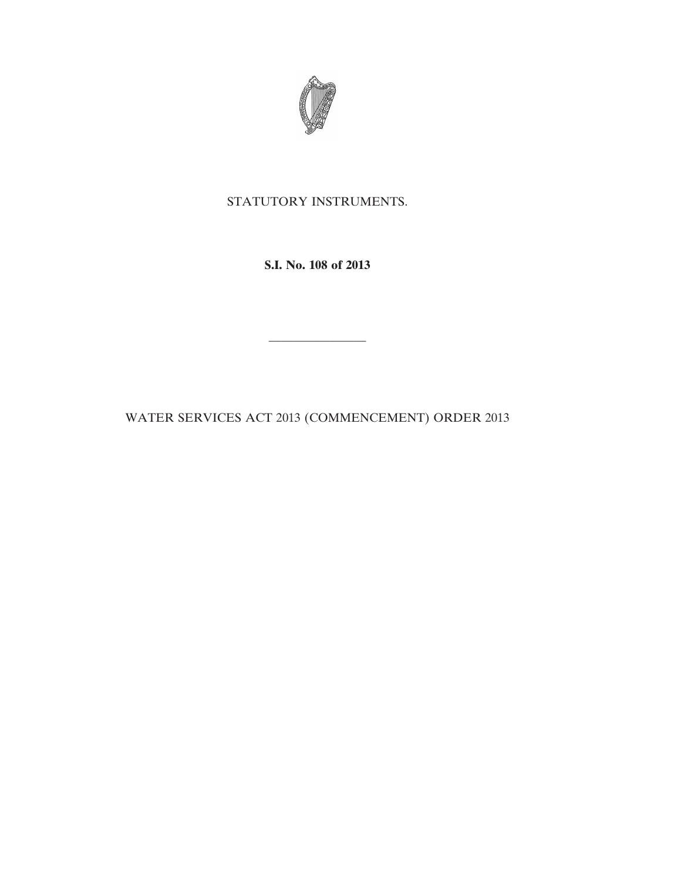STATUTORY INSTRUMENTS.

**S.I. No. 108 of 2013**

---

WATER SERVICES ACT 2013 (COMMENCEMENT) ORDER 2013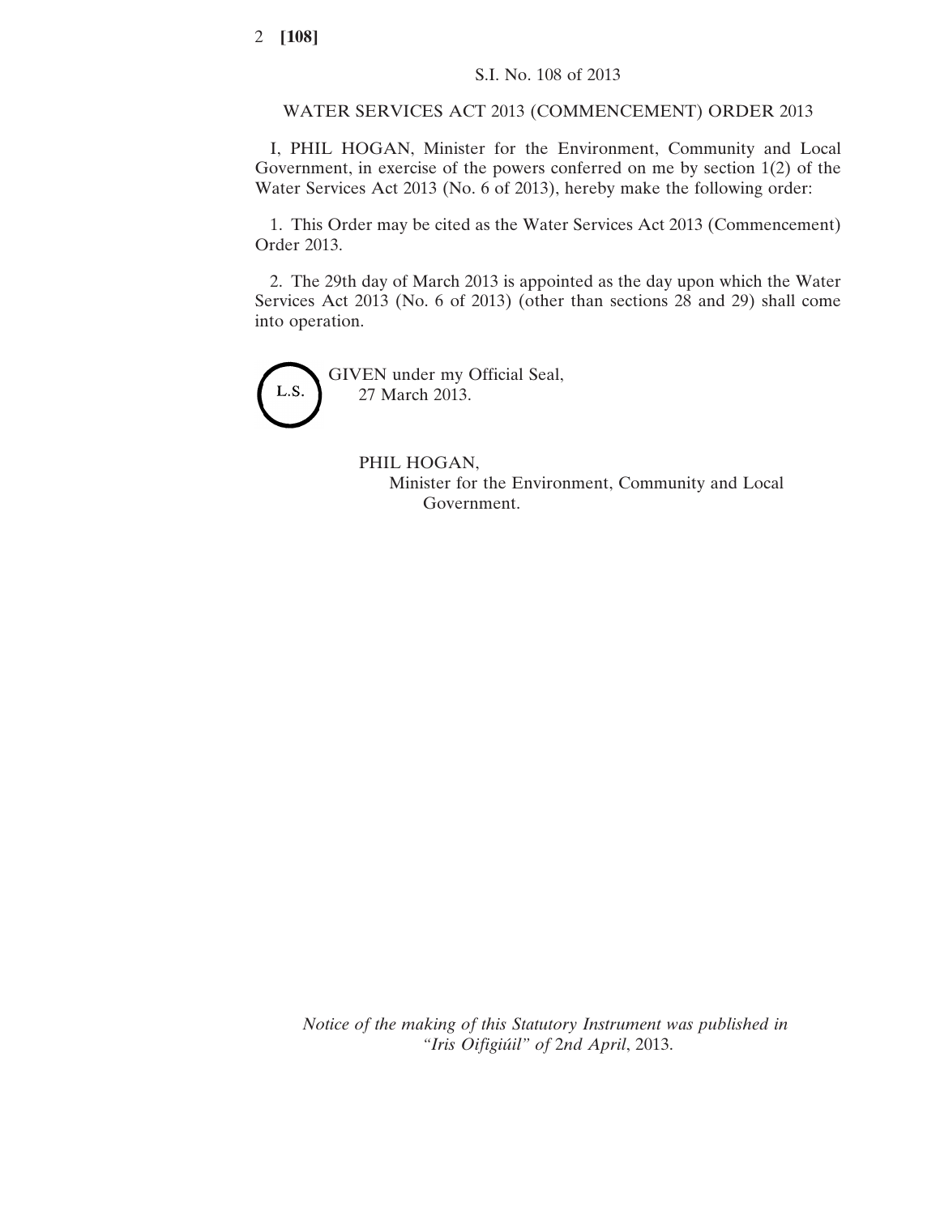S.I. No. 108 of 2013

WATER SERVICES ACT 2013 (COMMENCEMENT) ORDER 2013

I, PHIL HOGAN, Minister for the Environment, Community and Local Government, in exercise of the powers conferred on me by section 1(2) of the Water Services Act 2013 (No. 6 of 2013), hereby make the following order:

1. This Order may be cited as the Water Services Act 2013 (Commencement) Order 2013.

2. The 29th day of March 2013 is appointed as the day upon which the Water Services Act 2013 (No. 6 of 2013) (other than sections 28 and 29) shall come into operation.

L.S.

GIVEN under my Official Seal,
27 March 2013.

PHIL HOGAN,
Minister for the Environment, Community and Local Government.

*Notice of the making of this Statutory Instrument was published in "Iris Oifigiúil" of 2nd April, 2013.*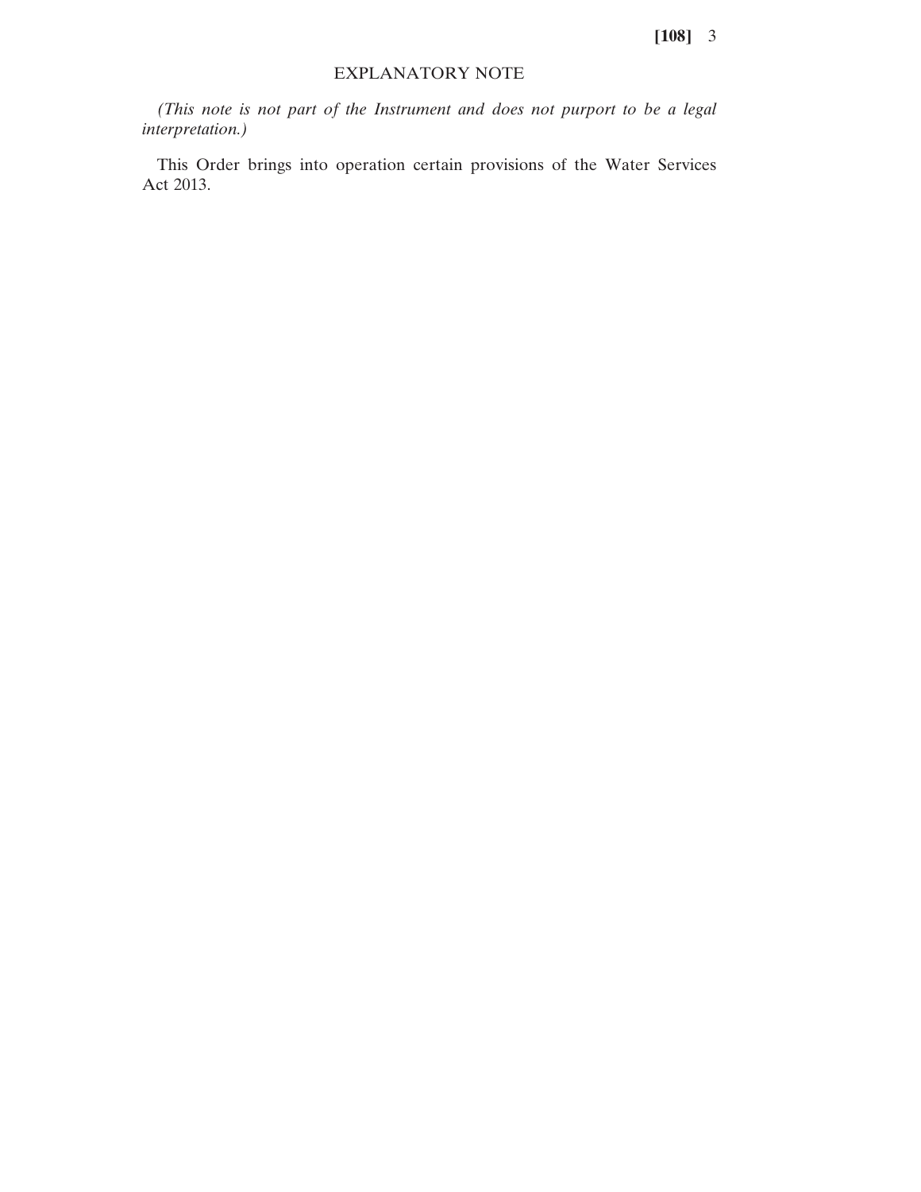## EXPLANATORY NOTE

*(This note is not part of the Instrument and does not purport to be a legal interpretation.)*

This Order brings into operation certain provisions of the Water Services Act 2013.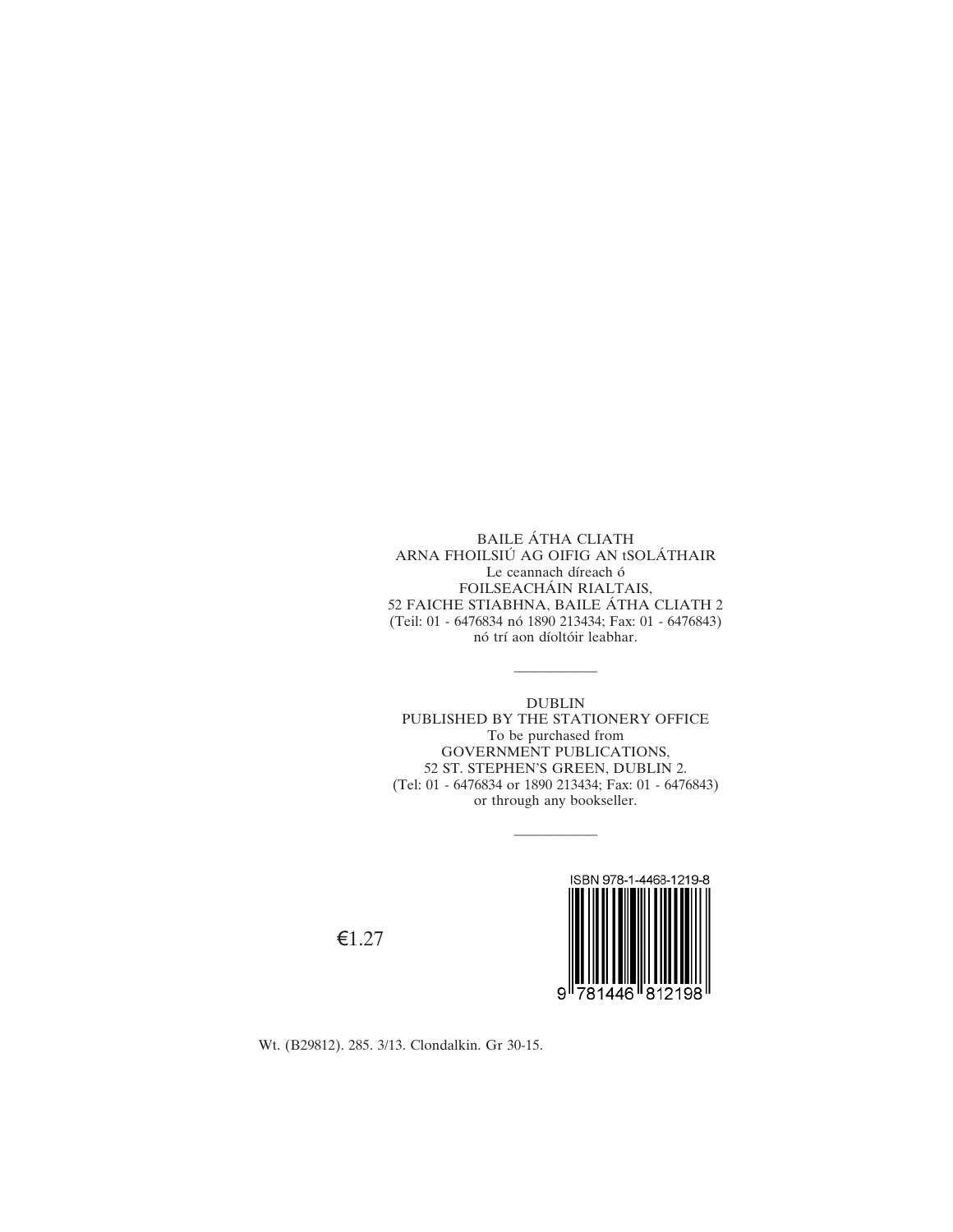BAILE ÁTHA CLIATH
ARNA FHOILSIÚ AG OIFIG AN tSOLÁTHAIR
Le ceannach díreach ó
FOILSEACHÁIN RIALTAIS,
52 FAICHE STIABHNA, BAILE ÁTHA CLIATH 2
(Teil: 01 - 6476834 nó 1890 213434; Fax: 01 - 6476843)
nó trí aon díoltóir leabhar.

---

DUBLIN
PUBLISHED BY THE STATIONERY OFFICE
To be purchased from
GOVERNMENT PUBLICATIONS,
52 ST. STEPHEN'S GREEN, DUBLIN 2.
(Tel: 01 - 6476834 or 1890 213434; Fax: 01 - 6476843)
or through any bookseller.

---

€1.27

ISBN 978-1-4468-1219-8

9 781446 812198

Wt. (B29812). 285. 3/13. Clondalkin. Gr 30-15.